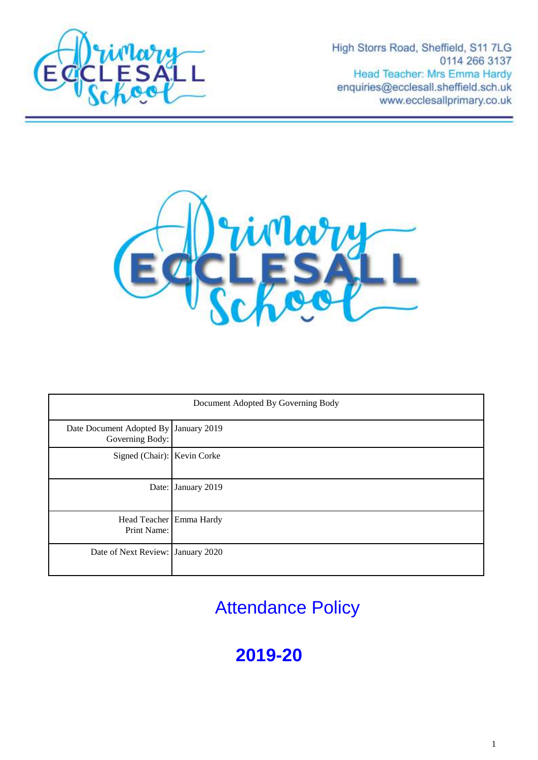High Storrs Road, Sheffield, S11 7LG
0114 266 3137
Head Teacher: Mrs Emma Hardy
enquiries@ecclesall.sheffield.sch.uk
www.ecclesallprimary.co.uk

| Document Adopted By Governing Body | |
|---|---|
| Date Document Adopted By Governing Body: | January 2019 |
| Signed (Chair): | Kevin Corke |
| Date: | January 2019 |
| Head Teacher Print Name: | Emma Hardy |
| Date of Next Review: | January 2020 |

# Attendance Policy

# **2019-20**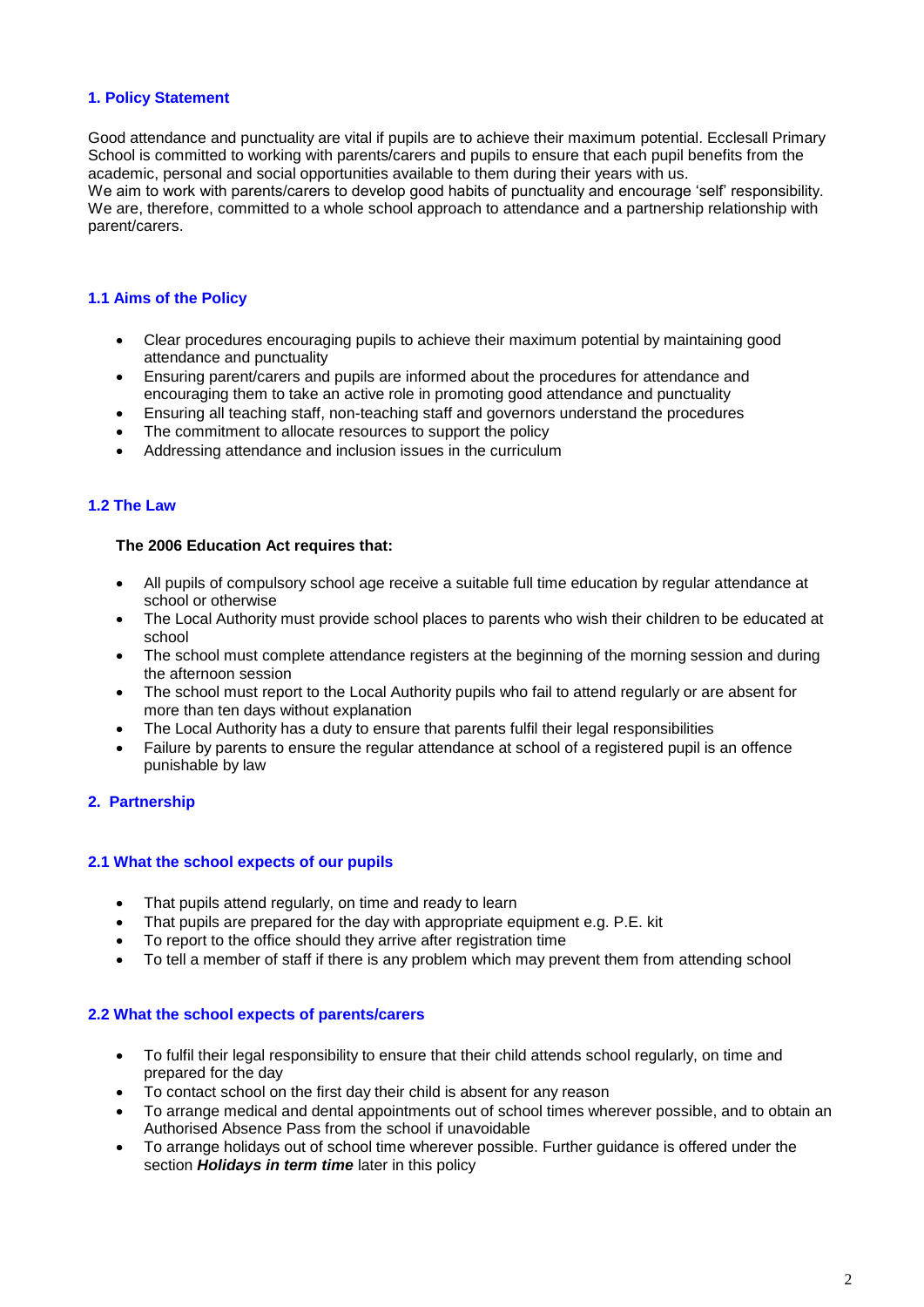## 1. Policy Statement

Good attendance and punctuality are vital if pupils are to achieve their maximum potential. Ecclesall Primary School is committed to working with parents/carers and pupils to ensure that each pupil benefits from the academic, personal and social opportunities available to them during their years with us.
We aim to work with parents/carers to develop good habits of punctuality and encourage 'self' responsibility. We are, therefore, committed to a whole school approach to attendance and a partnership relationship with parent/carers.

### 1.1 Aims of the Policy

- Clear procedures encouraging pupils to achieve their maximum potential by maintaining good attendance and punctuality
- Ensuring parent/carers and pupils are informed about the procedures for attendance and encouraging them to take an active role in promoting good attendance and punctuality
- Ensuring all teaching staff, non-teaching staff and governors understand the procedures
- The commitment to allocate resources to support the policy
- Addressing attendance and inclusion issues in the curriculum

### 1.2 The Law

**The 2006 Education Act requires that:**

- All pupils of compulsory school age receive a suitable full time education by regular attendance at school or otherwise
- The Local Authority must provide school places to parents who wish their children to be educated at school
- The school must complete attendance registers at the beginning of the morning session and during the afternoon session
- The school must report to the Local Authority pupils who fail to attend regularly or are absent for more than ten days without explanation
- The Local Authority has a duty to ensure that parents fulfil their legal responsibilities
- Failure by parents to ensure the regular attendance at school of a registered pupil is an offence punishable by law

## 2. Partnership

### 2.1 What the school expects of our pupils

- That pupils attend regularly, on time and ready to learn
- That pupils are prepared for the day with appropriate equipment e.g. P.E. kit
- To report to the office should they arrive after registration time
- To tell a member of staff if there is any problem which may prevent them from attending school

### 2.2 What the school expects of parents/carers

- To fulfil their legal responsibility to ensure that their child attends school regularly, on time and prepared for the day
- To contact school on the first day their child is absent for any reason
- To arrange medical and dental appointments out of school times wherever possible, and to obtain an Authorised Absence Pass from the school if unavoidable
- To arrange holidays out of school time wherever possible. Further guidance is offered under the section ***Holidays in term time*** later in this policy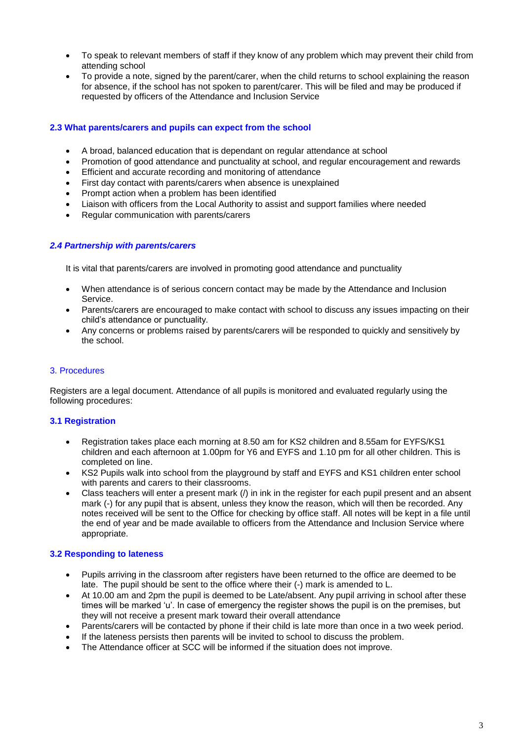- To speak to relevant members of staff if they know of any problem which may prevent their child from attending school
- To provide a note, signed by the parent/carer, when the child returns to school explaining the reason for absence, if the school has not spoken to parent/carer. This will be filed and may be produced if requested by officers of the Attendance and Inclusion Service

### 2.3 What parents/carers and pupils can expect from the school

- A broad, balanced education that is dependant on regular attendance at school
- Promotion of good attendance and punctuality at school, and regular encouragement and rewards
- Efficient and accurate recording and monitoring of attendance
- First day contact with parents/carers when absence is unexplained
- Prompt action when a problem has been identified
- Liaison with officers from the Local Authority to assist and support families where needed
- Regular communication with parents/carers

### *2.4 Partnership with parents/carers*

It is vital that parents/carers are involved in promoting good attendance and punctuality

- When attendance is of serious concern contact may be made by the Attendance and Inclusion Service.
- Parents/carers are encouraged to make contact with school to discuss any issues impacting on their child's attendance or punctuality.
- Any concerns or problems raised by parents/carers will be responded to quickly and sensitively by the school.

## 3. Procedures

Registers are a legal document. Attendance of all pupils is monitored and evaluated regularly using the following procedures:

### 3.1 Registration

- Registration takes place each morning at 8.50 am for KS2 children and 8.55am for EYFS/KS1 children and each afternoon at 1.00pm for Y6 and EYFS and 1.10 pm for all other children. This is completed on line.
- KS2 Pupils walk into school from the playground by staff and EYFS and KS1 children enter school with parents and carers to their classrooms.
- Class teachers will enter a present mark (/) in ink in the register for each pupil present and an absent mark (-) for any pupil that is absent, unless they know the reason, which will then be recorded. Any notes received will be sent to the Office for checking by office staff. All notes will be kept in a file until the end of year and be made available to officers from the Attendance and Inclusion Service where appropriate.

### 3.2 Responding to lateness

- Pupils arriving in the classroom after registers have been returned to the office are deemed to be late. The pupil should be sent to the office where their (-) mark is amended to L.
- At 10.00 am and 2pm the pupil is deemed to be Late/absent. Any pupil arriving in school after these times will be marked 'u'. In case of emergency the register shows the pupil is on the premises, but they will not receive a present mark toward their overall attendance
- Parents/carers will be contacted by phone if their child is late more than once in a two week period.
- If the lateness persists then parents will be invited to school to discuss the problem.
- The Attendance officer at SCC will be informed if the situation does not improve.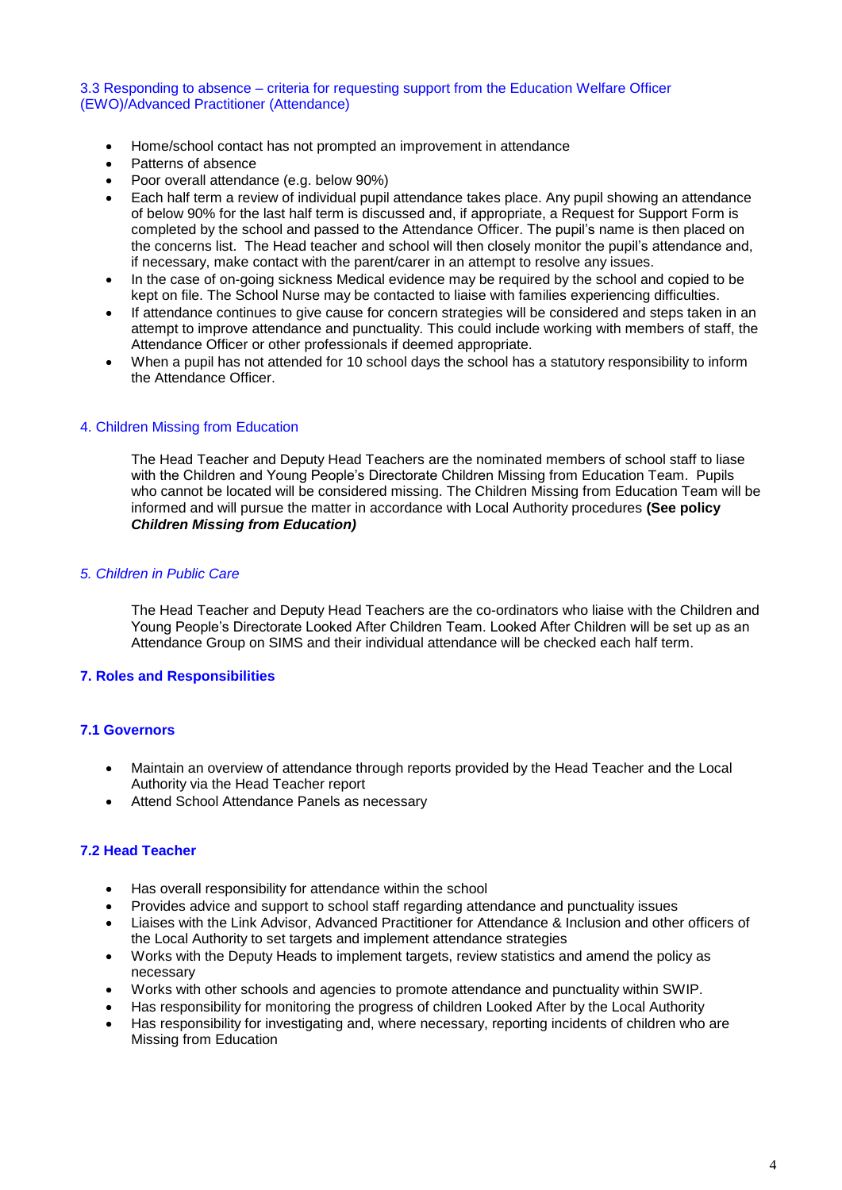### 3.3 Responding to absence – criteria for requesting support from the Education Welfare Officer (EWO)/Advanced Practitioner (Attendance)

- Home/school contact has not prompted an improvement in attendance
- Patterns of absence
- Poor overall attendance (e.g. below 90%)
- Each half term a review of individual pupil attendance takes place. Any pupil showing an attendance of below 90% for the last half term is discussed and, if appropriate, a Request for Support Form is completed by the school and passed to the Attendance Officer. The pupil's name is then placed on the concerns list. The Head teacher and school will then closely monitor the pupil's attendance and, if necessary, make contact with the parent/carer in an attempt to resolve any issues.
- In the case of on-going sickness Medical evidence may be required by the school and copied to be kept on file. The School Nurse may be contacted to liaise with families experiencing difficulties.
- If attendance continues to give cause for concern strategies will be considered and steps taken in an attempt to improve attendance and punctuality. This could include working with members of staff, the Attendance Officer or other professionals if deemed appropriate.
- When a pupil has not attended for 10 school days the school has a statutory responsibility to inform the Attendance Officer.

## 4. Children Missing from Education

The Head Teacher and Deputy Head Teachers are the nominated members of school staff to liase with the Children and Young People's Directorate Children Missing from Education Team. Pupils who cannot be located will be considered missing. The Children Missing from Education Team will be informed and will pursue the matter in accordance with Local Authority procedures **(See policy *Children Missing from Education)***

## *5. Children in Public Care*

The Head Teacher and Deputy Head Teachers are the co-ordinators who liaise with the Children and Young People's Directorate Looked After Children Team. Looked After Children will be set up as an Attendance Group on SIMS and their individual attendance will be checked each half term.

## 7. Roles and Responsibilities

### 7.1 Governors

- Maintain an overview of attendance through reports provided by the Head Teacher and the Local Authority via the Head Teacher report
- Attend School Attendance Panels as necessary

### 7.2 Head Teacher

- Has overall responsibility for attendance within the school
- Provides advice and support to school staff regarding attendance and punctuality issues
- Liaises with the Link Advisor, Advanced Practitioner for Attendance & Inclusion and other officers of the Local Authority to set targets and implement attendance strategies
- Works with the Deputy Heads to implement targets, review statistics and amend the policy as necessary
- Works with other schools and agencies to promote attendance and punctuality within SWIP.
- Has responsibility for monitoring the progress of children Looked After by the Local Authority
- Has responsibility for investigating and, where necessary, reporting incidents of children who are Missing from Education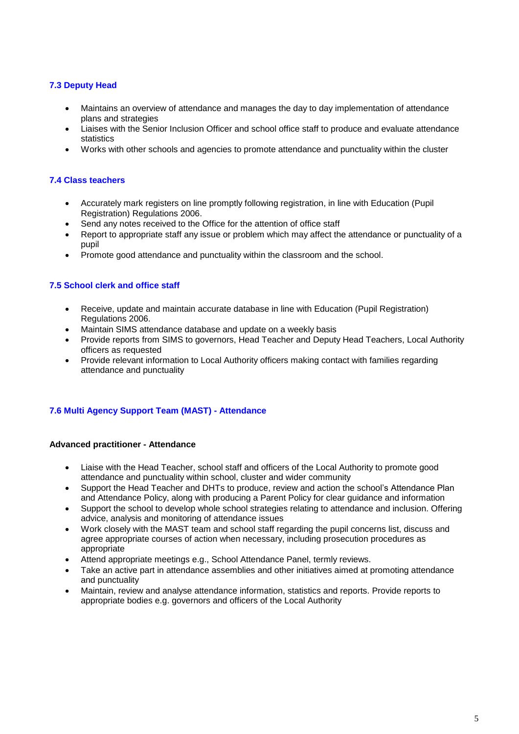### 7.3 Deputy Head

- Maintains an overview of attendance and manages the day to day implementation of attendance plans and strategies
- Liaises with the Senior Inclusion Officer and school office staff to produce and evaluate attendance statistics
- Works with other schools and agencies to promote attendance and punctuality within the cluster

### 7.4 Class teachers

- Accurately mark registers on line promptly following registration, in line with Education (Pupil Registration) Regulations 2006.
- Send any notes received to the Office for the attention of office staff
- Report to appropriate staff any issue or problem which may affect the attendance or punctuality of a pupil
- Promote good attendance and punctuality within the classroom and the school.

### 7.5 School clerk and office staff

- Receive, update and maintain accurate database in line with Education (Pupil Registration) Regulations 2006.
- Maintain SIMS attendance database and update on a weekly basis
- Provide reports from SIMS to governors, Head Teacher and Deputy Head Teachers, Local Authority officers as requested
- Provide relevant information to Local Authority officers making contact with families regarding attendance and punctuality

### 7.6 Multi Agency Support Team (MAST) - Attendance

**Advanced practitioner - Attendance**

- Liaise with the Head Teacher, school staff and officers of the Local Authority to promote good attendance and punctuality within school, cluster and wider community
- Support the Head Teacher and DHTs to produce, review and action the school's Attendance Plan and Attendance Policy, along with producing a Parent Policy for clear guidance and information
- Support the school to develop whole school strategies relating to attendance and inclusion. Offering advice, analysis and monitoring of attendance issues
- Work closely with the MAST team and school staff regarding the pupil concerns list, discuss and agree appropriate courses of action when necessary, including prosecution procedures as appropriate
- Attend appropriate meetings e.g., School Attendance Panel, termly reviews.
- Take an active part in attendance assemblies and other initiatives aimed at promoting attendance and punctuality
- Maintain, review and analyse attendance information, statistics and reports. Provide reports to appropriate bodies e.g. governors and officers of the Local Authority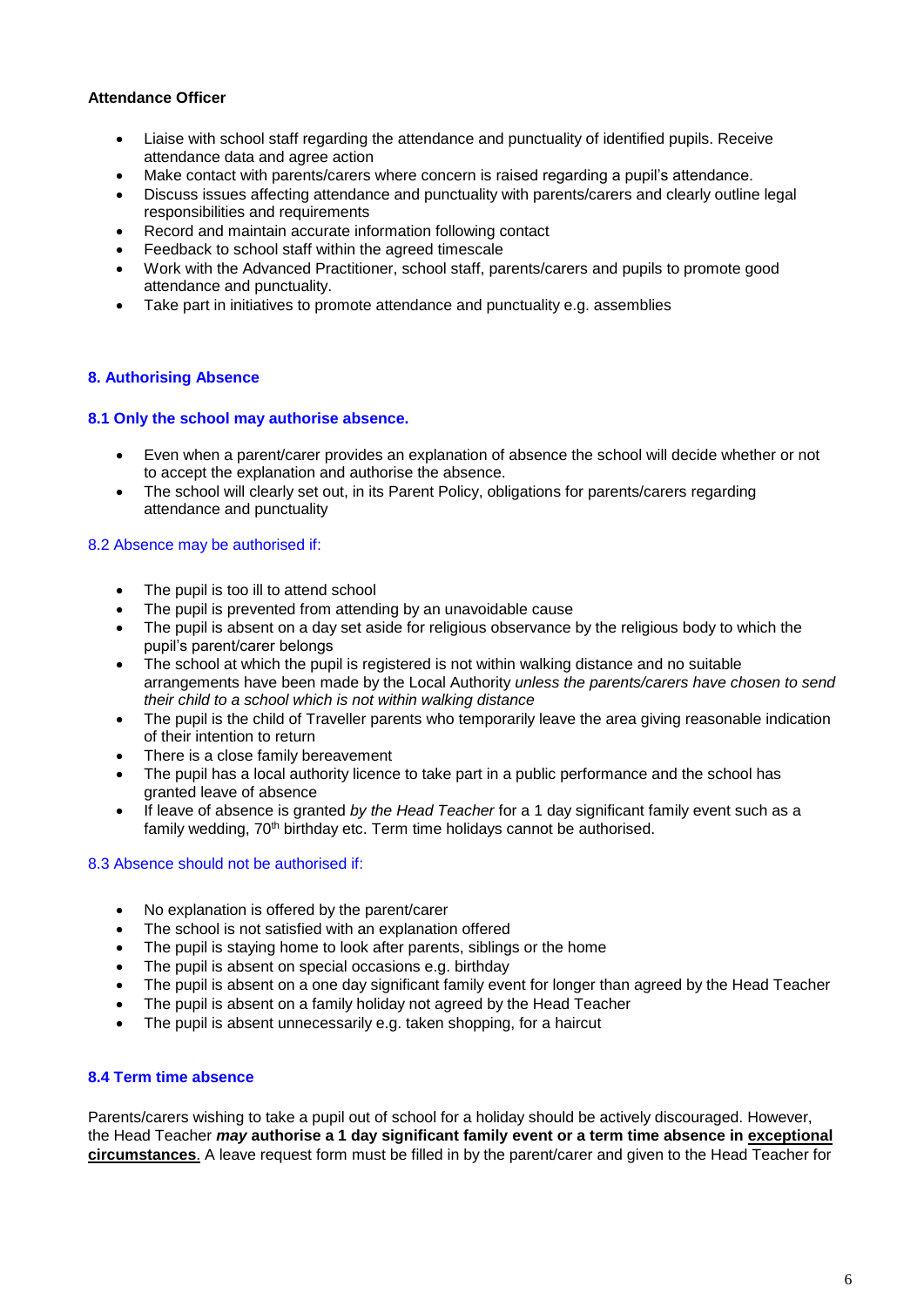**Attendance Officer**

- Liaise with school staff regarding the attendance and punctuality of identified pupils. Receive attendance data and agree action
- Make contact with parents/carers where concern is raised regarding a pupil's attendance.
- Discuss issues affecting attendance and punctuality with parents/carers and clearly outline legal responsibilities and requirements
- Record and maintain accurate information following contact
- Feedback to school staff within the agreed timescale
- Work with the Advanced Practitioner, school staff, parents/carers and pupils to promote good attendance and punctuality.
- Take part in initiatives to promote attendance and punctuality e.g. assemblies

## 8. Authorising Absence

### 8.1 Only the school may authorise absence.

- Even when a parent/carer provides an explanation of absence the school will decide whether or not to accept the explanation and authorise the absence.
- The school will clearly set out, in its Parent Policy, obligations for parents/carers regarding attendance and punctuality

### 8.2 Absence may be authorised if:

- The pupil is too ill to attend school
- The pupil is prevented from attending by an unavoidable cause
- The pupil is absent on a day set aside for religious observance by the religious body to which the pupil's parent/carer belongs
- The school at which the pupil is registered is not within walking distance and no suitable arrangements have been made by the Local Authority *unless the parents/carers have chosen to send their child to a school which is not within walking distance*
- The pupil is the child of Traveller parents who temporarily leave the area giving reasonable indication of their intention to return
- There is a close family bereavement
- The pupil has a local authority licence to take part in a public performance and the school has granted leave of absence
- If leave of absence is granted *by the Head Teacher* for a 1 day significant family event such as a family wedding, 70th birthday etc. Term time holidays cannot be authorised.

### 8.3 Absence should not be authorised if:

- No explanation is offered by the parent/carer
- The school is not satisfied with an explanation offered
- The pupil is staying home to look after parents, siblings or the home
- The pupil is absent on special occasions e.g. birthday
- The pupil is absent on a one day significant family event for longer than agreed by the Head Teacher
- The pupil is absent on a family holiday not agreed by the Head Teacher
- The pupil is absent unnecessarily e.g. taken shopping, for a haircut

### 8.4 Term time absence

Parents/carers wishing to take a pupil out of school for a holiday should be actively discouraged. However, the Head Teacher ***may*** **authorise a 1 day significant family event or a term time absence in <u>exceptional circumstances</u>**. A leave request form must be filled in by the parent/carer and given to the Head Teacher for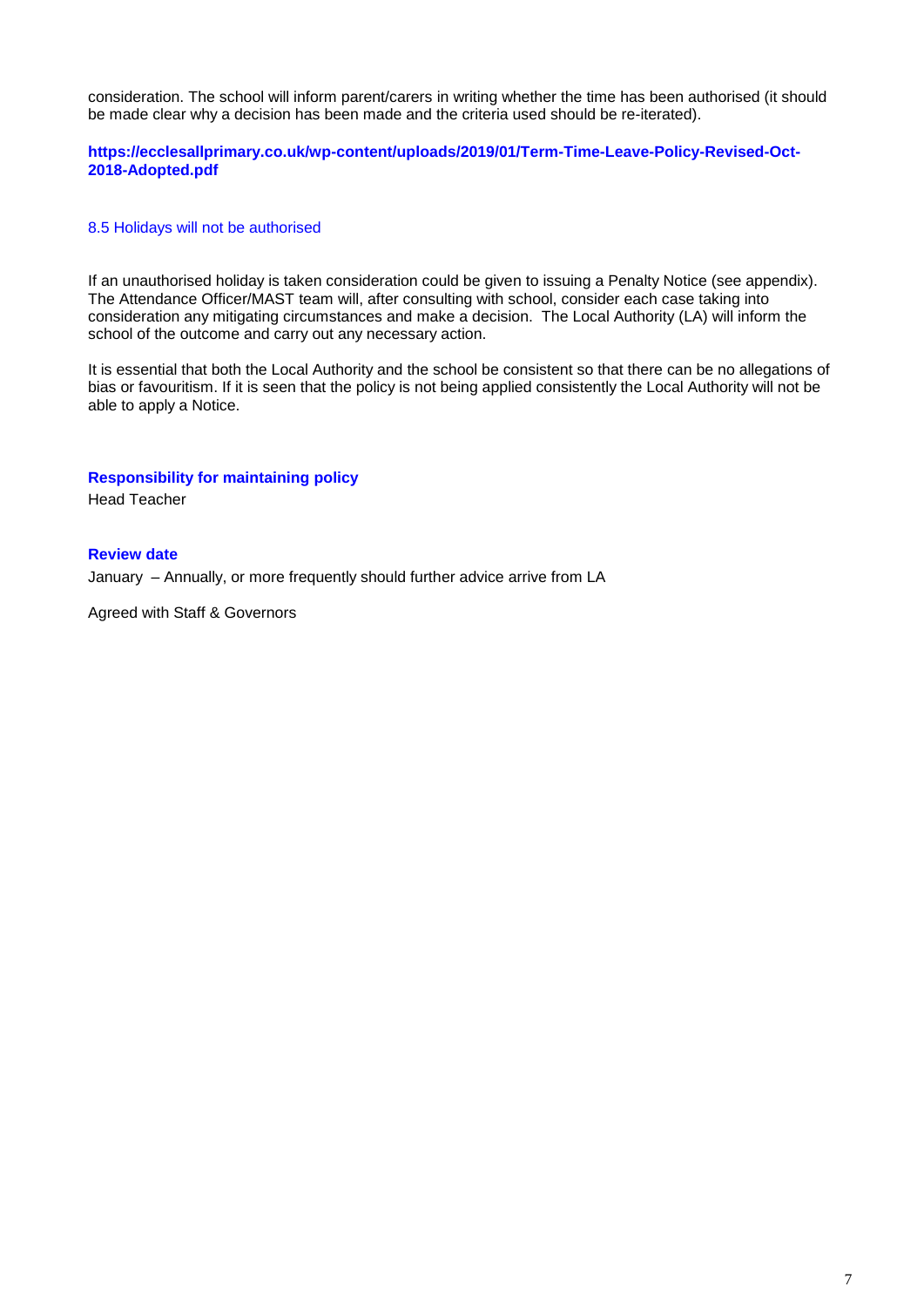consideration. The school will inform parent/carers in writing whether the time has been authorised (it should be made clear why a decision has been made and the criteria used should be re-iterated).

**https://ecclesallprimary.co.uk/wp-content/uploads/2019/01/Term-Time-Leave-Policy-Revised-Oct-2018-Adopted.pdf**

### 8.5 Holidays will not be authorised

If an unauthorised holiday is taken consideration could be given to issuing a Penalty Notice (see appendix). The Attendance Officer/MAST team will, after consulting with school, consider each case taking into consideration any mitigating circumstances and make a decision. The Local Authority (LA) will inform the school of the outcome and carry out any necessary action.

It is essential that both the Local Authority and the school be consistent so that there can be no allegations of bias or favouritism. If it is seen that the policy is not being applied consistently the Local Authority will not be able to apply a Notice.

**Responsibility for maintaining policy**

Head Teacher

**Review date**

January – Annually, or more frequently should further advice arrive from LA

Agreed with Staff & Governors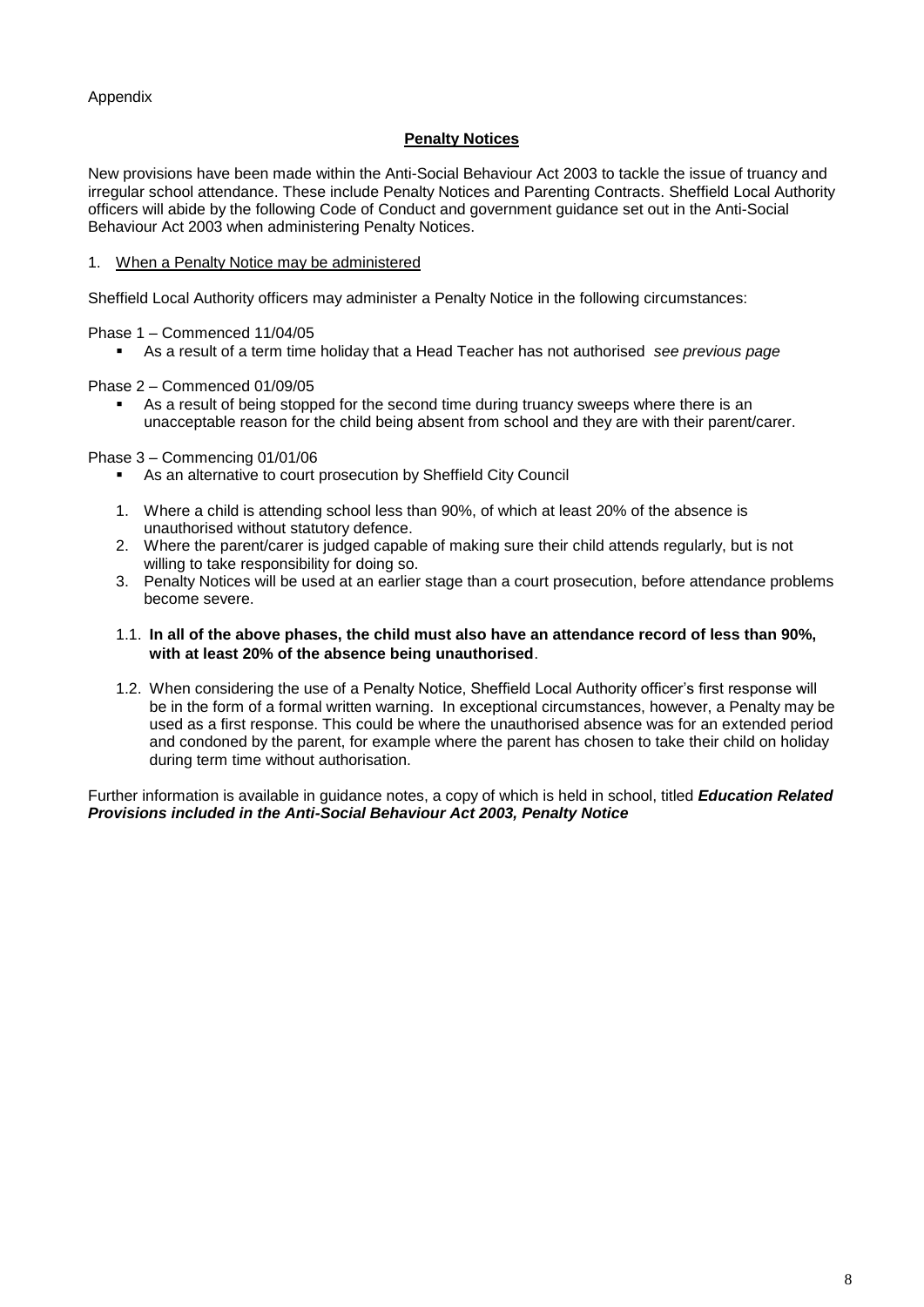Appendix

## Penalty Notices

New provisions have been made within the Anti-Social Behaviour Act 2003 to tackle the issue of truancy and irregular school attendance. These include Penalty Notices and Parenting Contracts. Sheffield Local Authority officers will abide by the following Code of Conduct and government guidance set out in the Anti-Social Behaviour Act 2003 when administering Penalty Notices.

1. When a Penalty Notice may be administered

Sheffield Local Authority officers may administer a Penalty Notice in the following circumstances:

Phase 1 – Commenced 11/04/05

- As a result of a term time holiday that a Head Teacher has not authorised *see previous page*

Phase 2 – Commenced 01/09/05

- As a result of being stopped for the second time during truancy sweeps where there is an unacceptable reason for the child being absent from school and they are with their parent/carer.

Phase 3 – Commencing 01/01/06

- As an alternative to court prosecution by Sheffield City Council

1. Where a child is attending school less than 90%, of which at least 20% of the absence is unauthorised without statutory defence.
2. Where the parent/carer is judged capable of making sure their child attends regularly, but is not willing to take responsibility for doing so.
3. Penalty Notices will be used at an earlier stage than a court prosecution, before attendance problems become severe.

1.1. **In all of the above phases, the child must also have an attendance record of less than 90%, with at least 20% of the absence being unauthorised**.

1.2. When considering the use of a Penalty Notice, Sheffield Local Authority officer's first response will be in the form of a formal written warning. In exceptional circumstances, however, a Penalty may be used as a first response. This could be where the unauthorised absence was for an extended period and condoned by the parent, for example where the parent has chosen to take their child on holiday during term time without authorisation.

Further information is available in guidance notes, a copy of which is held in school, titled ***Education Related Provisions included in the Anti-Social Behaviour Act 2003, Penalty Notice***